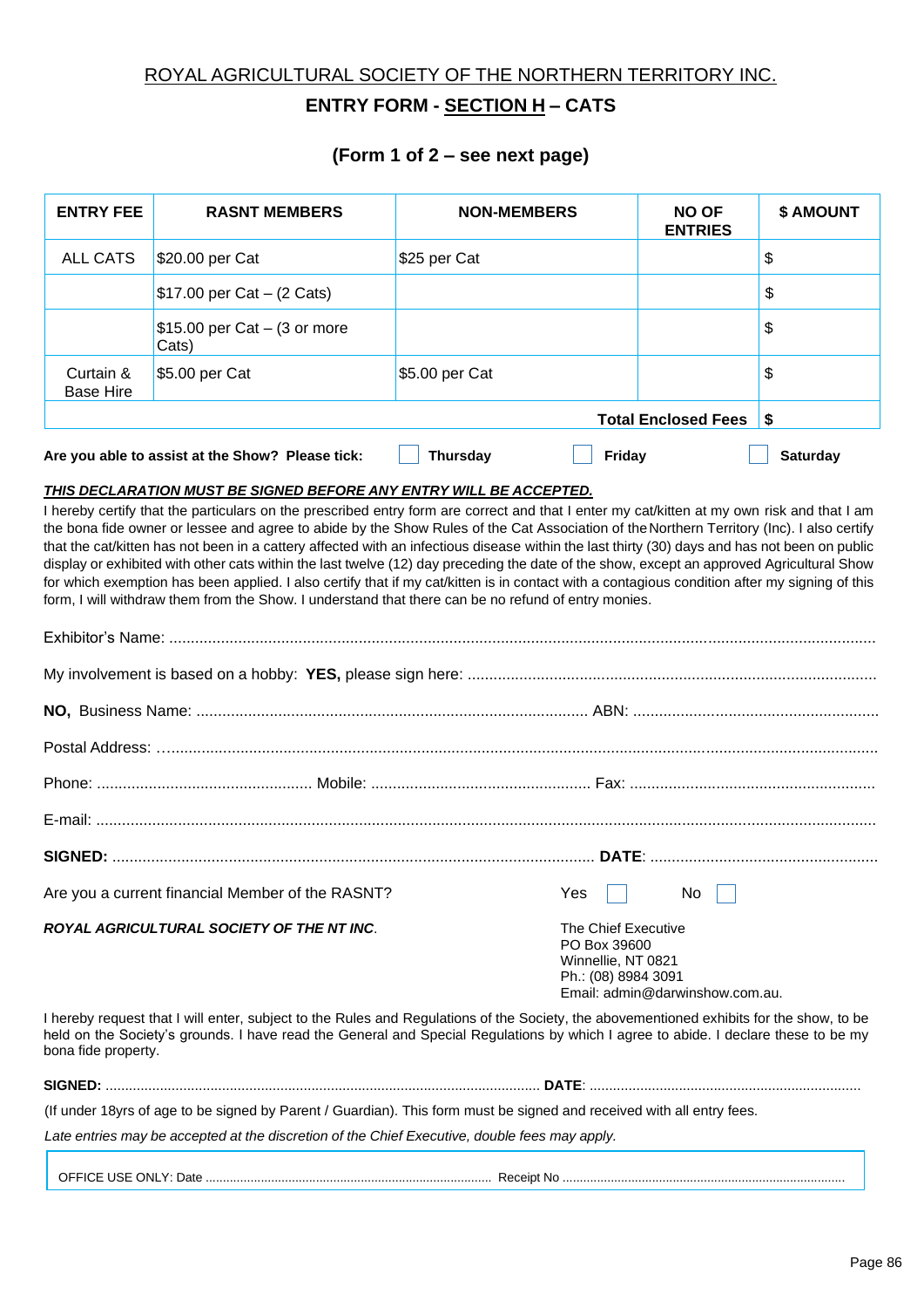ROYAL AGRICULTURAL SOCIETY OF THE NORTHERN TERRITORY INC.

## ENTRY FORM - SECTION H – CATS

### (Form 1 of 2 – see next page)

| ENTRY FEE | RASNT MEMBERS | NON-MEMBERS | NO OF ENTRIES | $ AMOUNT |
|---|---|---|---|---|
| ALL CATS | $20.00 per Cat | $25 per Cat | | $ |
| | $17.00 per Cat – (2 Cats) | | | $ |
| | $15.00 per Cat – (3 or more Cats) | | | $ |
| Curtain & Base Hire | $5.00 per Cat | $5.00 per Cat | | $ |
| | | | **Total Enclosed Fees** | $ |

**Are you able to assist at the Show? Please tick:** ☐ **Thursday** ☐ **Friday** ☐ **Saturday**

***THIS DECLARATION MUST BE SIGNED BEFORE ANY ENTRY WILL BE ACCEPTED.***

I hereby certify that the particulars on the prescribed entry form are correct and that I enter my cat/kitten at my own risk and that I am the bona fide owner or lessee and agree to abide by the Show Rules of the Cat Association of the Northern Territory (Inc). I also certify that the cat/kitten has not been in a cattery affected with an infectious disease within the last thirty (30) days and has not been on public display or exhibited with other cats within the last twelve (12) day preceding the date of the show, except an approved Agricultural Show for which exemption has been applied. I also certify that if my cat/kitten is in contact with a contagious condition after my signing of this form, I will withdraw them from the Show. I understand that there can be no refund of entry monies.

Exhibitor's Name: ..................................................................................................................................................

My involvement is based on a hobby: **YES,** please sign here: ..............................................................................

**NO,** Business Name: .......................................................................................... ABN: ........................................................

Postal Address: ......................................................................................................................................................

Phone: ................................................. Mobile: .................................................. Fax: ........................................................

E-mail: ..................................................................................................................................................................

**SIGNED:** ................................................................................................................ **DATE**: ....................................................

Are you a current financial Member of the RASNT? Yes ☐ No ☐

***ROYAL AGRICULTURAL SOCIETY OF THE NT INC.***

The Chief Executive
PO Box 39600
Winnellie, NT 0821
Ph.: (08) 8984 3091
Email: admin@darwinshow.com.au.

I hereby request that I will enter, subject to the Rules and Regulations of the Society, the abovementioned exhibits for the show, to be held on the Society's grounds. I have read the General and Special Regulations by which I agree to abide. I declare these to be my bona fide property.

**SIGNED:** .............................................................................................................. **DATE**: ....................................................................

(If under 18yrs of age to be signed by Parent / Guardian). This form must be signed and received with all entry fees.

*Late entries may be accepted at the discretion of the Chief Executive, double fees may apply.*

OFFICE USE ONLY: Date ................................................................................. Receipt No ...............................................................................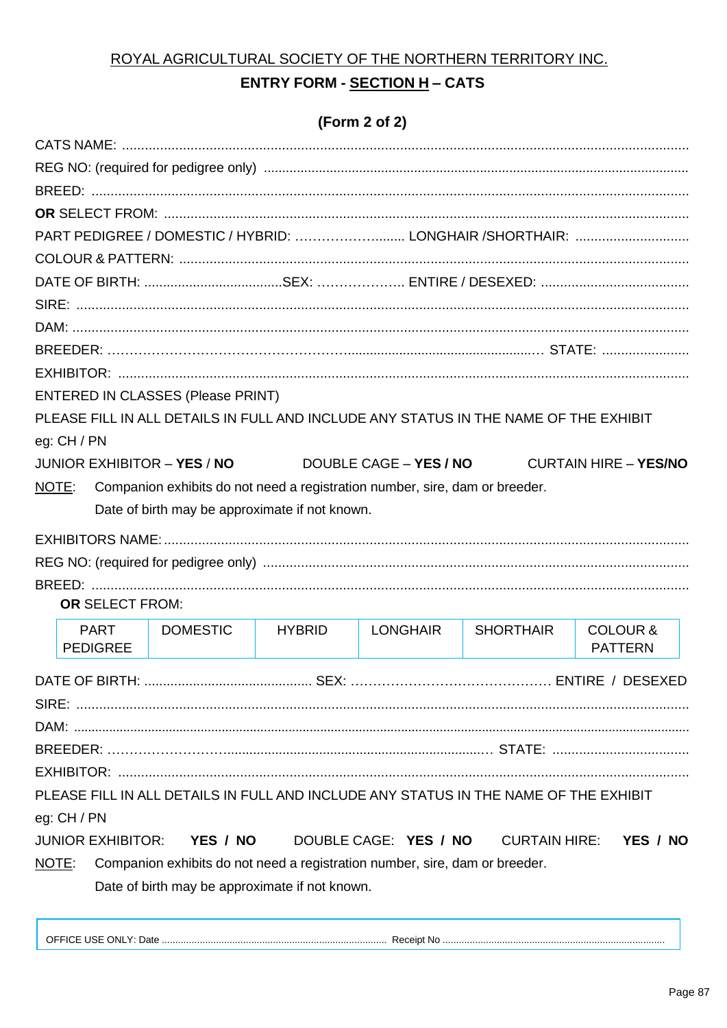ROYAL AGRICULTURAL SOCIETY OF THE NORTHERN TERRITORY INC.

## ENTRY FORM - SECTION H – CATS

### (Form 2 of 2)

CATS NAME: ......................................................................................................................................................

REG NO: (required for pedigree only) ...................................................................................................

BREED: ...........................................................................................................................................................

**OR** SELECT FROM: ...................................................................................................................................

PART PEDIGREE / DOMESTIC / HYBRID: ……………………....... LONGHAIR /SHORTHAIR: ..............................

COLOUR & PATTERN: ......................................................................................................................................

DATE OF BIRTH: .....................................SEX: ……………….. ENTIRE / DESEXED: .......................................

SIRE: ................................................................................................................................................................

DAM: ................................................................................................................................................................

BREEDER: ………………………………………………..................................................… STATE: .......................

EXHIBITOR: .......................................................................................................................................................

ENTERED IN CLASSES (Please PRINT)

PLEASE FILL IN ALL DETAILS IN FULL AND INCLUDE ANY STATUS IN THE NAME OF THE EXHIBIT eg: CH / PN

JUNIOR EXHIBITOR – **YES** / **NO** DOUBLE CAGE – **YES / NO** CURTAIN HIRE – **YES/NO**

NOTE: Companion exhibits do not need a registration number, sire, dam or breeder. Date of birth may be approximate if not known.

EXHIBITORS NAME:..........................................................................................................................................

REG NO: (required for pedigree only) ................................................................................................................

BREED: ...........................................................................................................................................................

**OR** SELECT FROM:

| | | | | | |
|---|---|---|---|---|---|
| PART PEDIGREE | DOMESTIC | HYBRID | LONGHAIR | SHORTHAIR | COLOUR & PATTERN |

DATE OF BIRTH: ............................................. SEX: ……………………………………… ENTIRE / DESEXED

SIRE: ................................................................................................................................................................

DAM: ................................................................................................................................................................

BREEDER: ……………………….....................................................................… STATE: ....................................

EXHIBITOR: .......................................................................................................................................................

PLEASE FILL IN ALL DETAILS IN FULL AND INCLUDE ANY STATUS IN THE NAME OF THE EXHIBIT eg: CH / PN

JUNIOR EXHIBITOR: **YES / NO** DOUBLE CAGE: **YES / NO** CURTAIN HIRE: **YES / NO**

NOTE: Companion exhibits do not need a registration number, sire, dam or breeder. Date of birth may be approximate if not known.

OFFICE USE ONLY: Date ................................................................................. Receipt No ...............................................................................